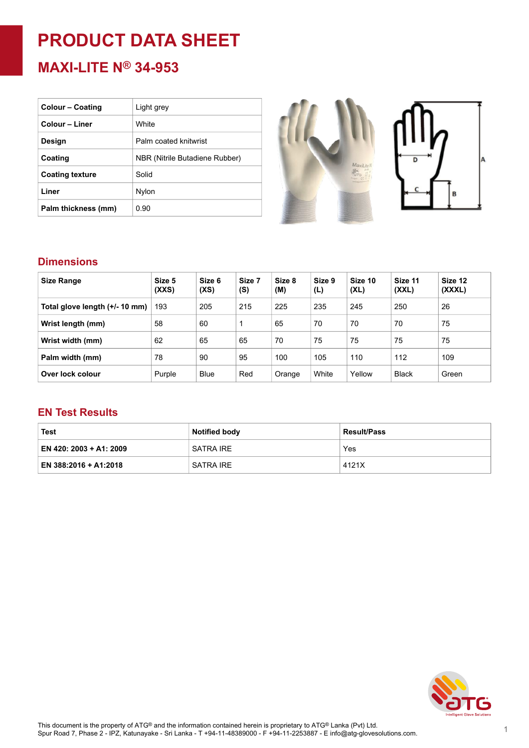# PRODUCT DATA SHEET

## MAXI-LITE N® 34-953

| Colour – Coating | Light grey |
|---|---|
| Colour – Liner | White |
| Design | Palm coated knitwrist |
| Coating | NBR (Nitrile Butadiene Rubber) |
| Coating texture | Solid |
| Liner | Nylon |
| Palm thickness (mm) | 0.90 |

## Dimensions

| Size Range | Size 5 (XXS) | Size 6 (XS) | Size 7 (S) | Size 8 (M) | Size 9 (L) | Size 10 (XL) | Size 11 (XXL) | Size 12 (XXXL) |
|---|---|---|---|---|---|---|---|---|
| Total glove length (+/- 10 mm) | 193 | 205 | 215 | 225 | 235 | 245 | 250 | 26 |
| Wrist length (mm) | 58 | 60 | 1 | 65 | 70 | 70 | 70 | 75 |
| Wrist width (mm) | 62 | 65 | 65 | 70 | 75 | 75 | 75 | 75 |
| Palm width (mm) | 78 | 90 | 95 | 100 | 105 | 110 | 112 | 109 |
| Over lock colour | Purple | Blue | Red | Orange | White | Yellow | Black | Green |

## EN Test Results

| Test | Notified body | Result/Pass |
|---|---|---|
| EN 420: 2003 + A1: 2009 | SATRA IRE | Yes |
| EN 388:2016 + A1:2018 | SATRA IRE | 4121X |

This document is the property of ATG® and the information contained herein is proprietary to ATG® Lanka (Pvt) Ltd.
Spur Road 7, Phase 2 - IPZ, Katunayake - Sri Lanka - T +94-11-48389000 - F +94-11-2253887 - E info@atg-glovesolutions.com.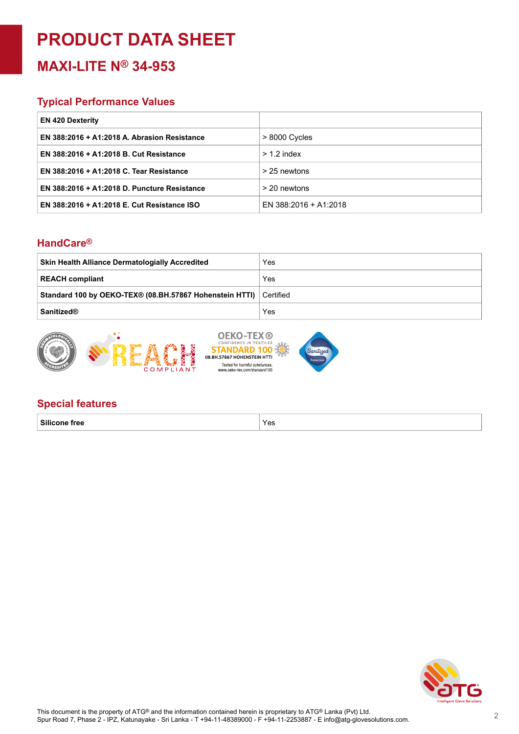# PRODUCT DATA SHEET

## MAXI-LITE N® 34-953

### Typical Performance Values

| EN 420 Dexterity | |
|---|---|
| EN 388:2016 + A1:2018 A. Abrasion Resistance | > 8000 Cycles |
| EN 388:2016 + A1:2018 B. Cut Resistance | > 1.2 index |
| EN 388:2016 + A1:2018 C. Tear Resistance | > 25 newtons |
| EN 388:2016 + A1:2018 D. Puncture Resistance | > 20 newtons |
| EN 388:2016 + A1:2018 E. Cut Resistance ISO | EN 388:2016 + A1:2018 |

### HandCare®

| Skin Health Alliance Dermatologially Accredited | Yes |
|---|---|
| REACH compliant | Yes |
| Standard 100 by OEKO-TEX® (08.BH.57867 Hohenstein HTTI) | Certified |
| Sanitized® | Yes |

### Special features

| Silicone free | Yes |
|---|---|

This document is the property of ATG® and the information contained herein is proprietary to ATG® Lanka (Pvt) Ltd.
Spur Road 7, Phase 2 - IPZ, Katunayake - Sri Lanka - T +94-11-48389000 - F +94-11-2253887 - E info@atg-glovesolutions.com.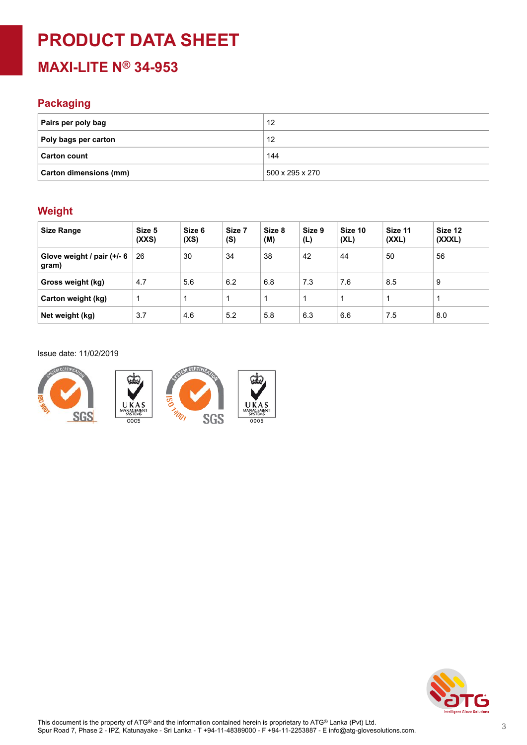# PRODUCT DATA SHEET

## MAXI-LITE N® 34-953

### Packaging

| | |
|---|---|
| **Pairs per poly bag** | 12 |
| **Poly bags per carton** | 12 |
| **Carton count** | 144 |
| **Carton dimensions (mm)** | 500 x 295 x 270 |

### Weight

| **Size Range** | **Size 5 (XXS)** | **Size 6 (XS)** | **Size 7 (S)** | **Size 8 (M)** | **Size 9 (L)** | **Size 10 (XL)** | **Size 11 (XXL)** | **Size 12 (XXXL)** |
|---|---|---|---|---|---|---|---|---|
| **Glove weight / pair (+/- 6 gram)** | 26 | 30 | 34 | 38 | 42 | 44 | 50 | 56 |
| **Gross weight (kg)** | 4.7 | 5.6 | 6.2 | 6.8 | 7.3 | 7.6 | 8.5 | 9 |
| **Carton weight (kg)** | 1 | 1 | 1 | 1 | 1 | 1 | 1 | 1 |
| **Net weight (kg)** | 3.7 | 4.6 | 5.2 | 5.8 | 6.3 | 6.6 | 7.5 | 8.0 |

Issue date: 11/02/2019

This document is the property of ATG® and the information contained herein is proprietary to ATG® Lanka (Pvt) Ltd.
Spur Road 7, Phase 2 - IPZ, Katunayake - Sri Lanka - T +94-11-48389000 - F +94-11-2253887 - E info@atg-glovesolutions.com.